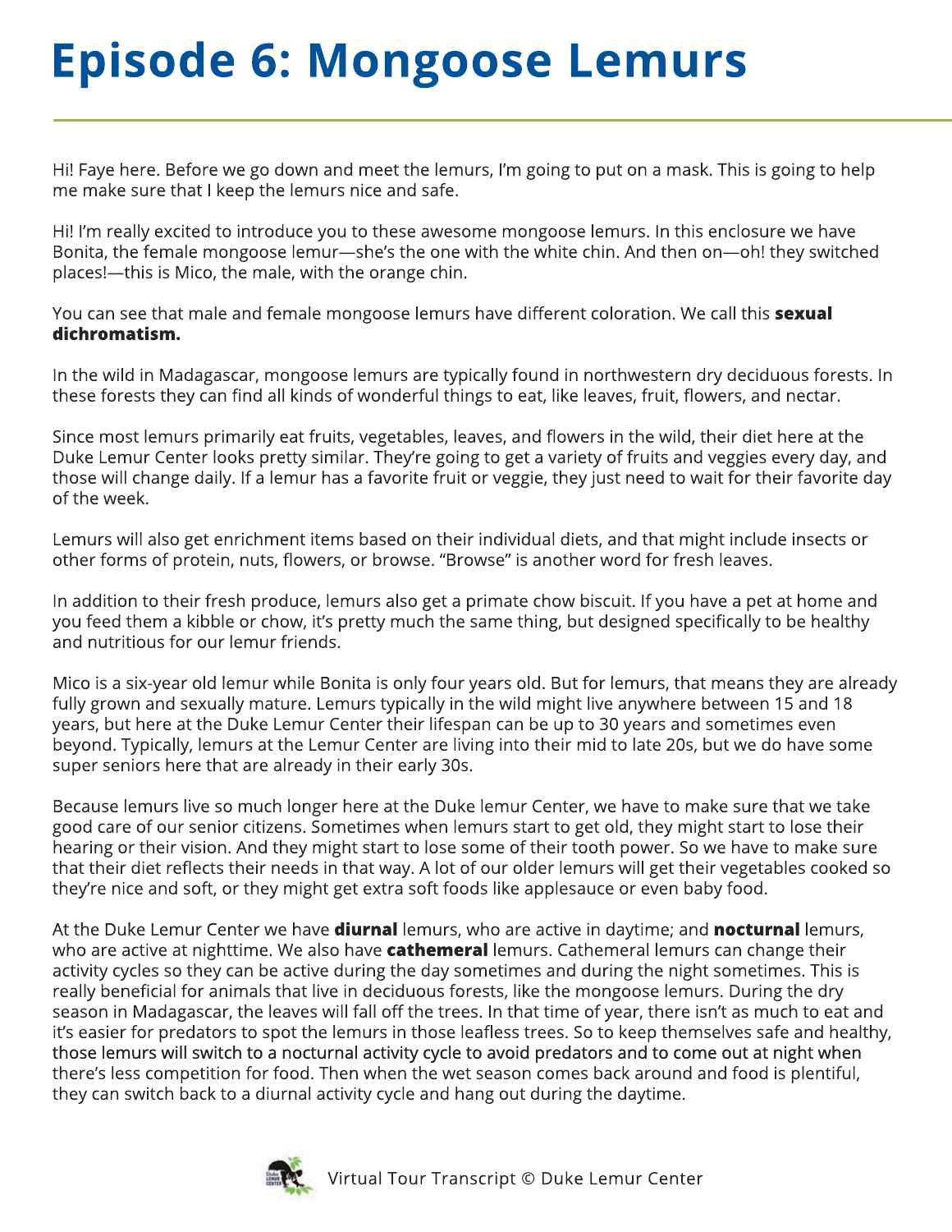# Episode 6: Mongoose Lemurs

Hi! Faye here. Before we go down and meet the lemurs, I'm going to put on a mask. This is going to help me make sure that I keep the lemurs nice and safe.

Hi! I'm really excited to introduce you to these awesome mongoose lemurs. In this enclosure we have Bonita, the female mongoose lemur—she's the one with the white chin. And then on—oh! they switched places!—this is Mico, the male, with the orange chin.

You can see that male and female mongoose lemurs have different coloration. We call this **sexual dichromatism.**

In the wild in Madagascar, mongoose lemurs are typically found in northwestern dry deciduous forests. In these forests they can find all kinds of wonderful things to eat, like leaves, fruit, flowers, and nectar.

Since most lemurs primarily eat fruits, vegetables, leaves, and flowers in the wild, their diet here at the Duke Lemur Center looks pretty similar. They're going to get a variety of fruits and veggies every day, and those will change daily. If a lemur has a favorite fruit or veggie, they just need to wait for their favorite day of the week.

Lemurs will also get enrichment items based on their individual diets, and that might include insects or other forms of protein, nuts, flowers, or browse. "Browse" is another word for fresh leaves.

In addition to their fresh produce, lemurs also get a primate chow biscuit. If you have a pet at home and you feed them a kibble or chow, it's pretty much the same thing, but designed specifically to be healthy and nutritious for our lemur friends.

Mico is a six-year old lemur while Bonita is only four years old. But for lemurs, that means they are already fully grown and sexually mature. Lemurs typically in the wild might live anywhere between 15 and 18 years, but here at the Duke Lemur Center their lifespan can be up to 30 years and sometimes even beyond. Typically, lemurs at the Lemur Center are living into their mid to late 20s, but we do have some super seniors here that are already in their early 30s.

Because lemurs live so much longer here at the Duke lemur Center, we have to make sure that we take good care of our senior citizens. Sometimes when lemurs start to get old, they might start to lose their hearing or their vision. And they might start to lose some of their tooth power. So we have to make sure that their diet reflects their needs in that way. A lot of our older lemurs will get their vegetables cooked so they're nice and soft, or they might get extra soft foods like applesauce or even baby food.

At the Duke Lemur Center we have **diurnal** lemurs, who are active in daytime; and **nocturnal** lemurs, who are active at nighttime. We also have **cathemeral** lemurs. Cathemeral lemurs can change their activity cycles so they can be active during the day sometimes and during the night sometimes. This is really beneficial for animals that live in deciduous forests, like the mongoose lemurs. During the dry season in Madagascar, the leaves will fall off the trees. In that time of year, there isn't as much to eat and it's easier for predators to spot the lemurs in those leafless trees. So to keep themselves safe and healthy, those lemurs will switch to a nocturnal activity cycle to avoid predators and to come out at night when there's less competition for food. Then when the wet season comes back around and food is plentiful, they can switch back to a diurnal activity cycle and hang out during the daytime.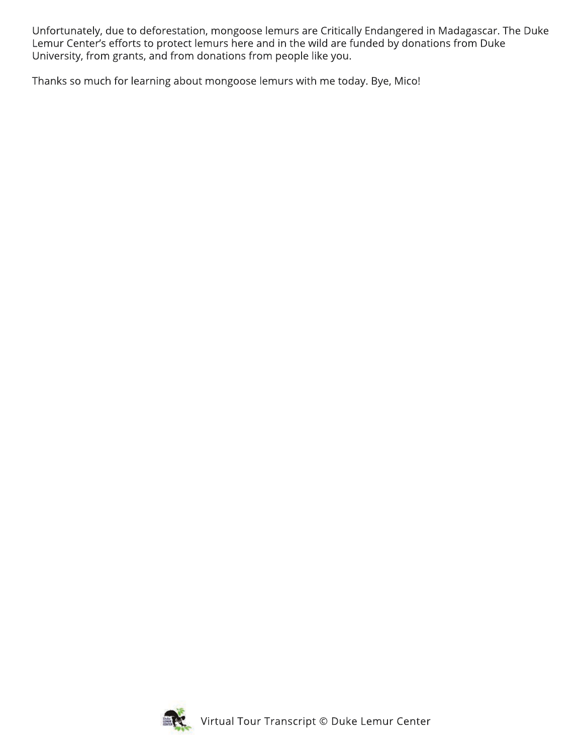Unfortunately, due to deforestation, mongoose lemurs are Critically Endangered in Madagascar. The Duke Lemur Center's efforts to protect lemurs here and in the wild are funded by donations from Duke University, from grants, and from donations from people like you.

Thanks so much for learning about mongoose lemurs with me today. Bye, Mico!